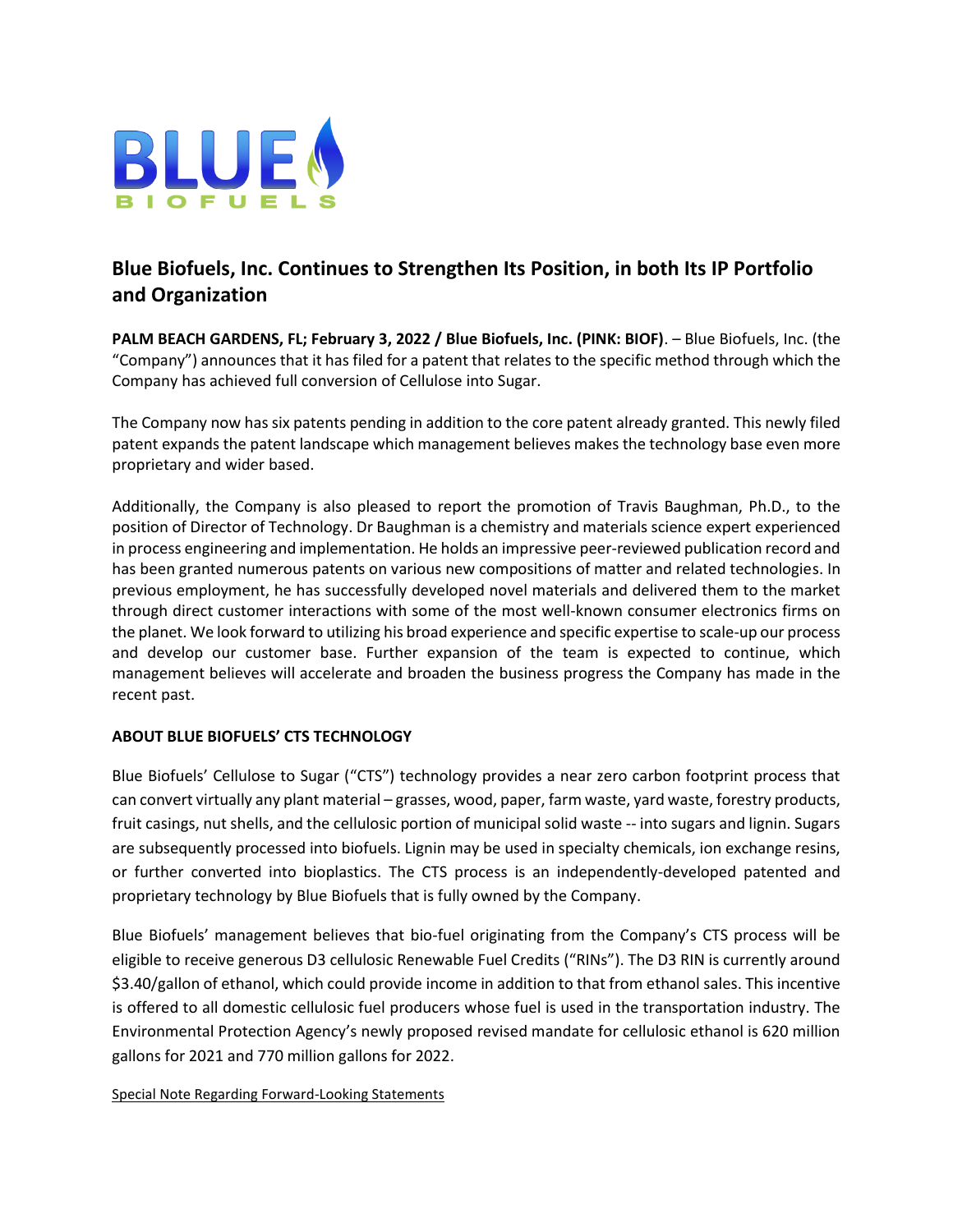BLUE BIOFUELS

# Blue Biofuels, Inc. Continues to Strengthen Its Position, in both Its IP Portfolio and Organization

**PALM BEACH GARDENS, FL; February 3, 2022 / Blue Biofuels, Inc. (PINK: BIOF)**. – Blue Biofuels, Inc. (the "Company") announces that it has filed for a patent that relates to the specific method through which the Company has achieved full conversion of Cellulose into Sugar.

The Company now has six patents pending in addition to the core patent already granted. This newly filed patent expands the patent landscape which management believes makes the technology base even more proprietary and wider based.

Additionally, the Company is also pleased to report the promotion of Travis Baughman, Ph.D., to the position of Director of Technology. Dr Baughman is a chemistry and materials science expert experienced in process engineering and implementation. He holds an impressive peer-reviewed publication record and has been granted numerous patents on various new compositions of matter and related technologies. In previous employment, he has successfully developed novel materials and delivered them to the market through direct customer interactions with some of the most well-known consumer electronics firms on the planet. We look forward to utilizing his broad experience and specific expertise to scale-up our process and develop our customer base. Further expansion of the team is expected to continue, which management believes will accelerate and broaden the business progress the Company has made in the recent past.

**ABOUT BLUE BIOFUELS' CTS TECHNOLOGY**

Blue Biofuels' Cellulose to Sugar ("CTS") technology provides a near zero carbon footprint process that can convert virtually any plant material – grasses, wood, paper, farm waste, yard waste, forestry products, fruit casings, nut shells, and the cellulosic portion of municipal solid waste -- into sugars and lignin. Sugars are subsequently processed into biofuels. Lignin may be used in specialty chemicals, ion exchange resins, or further converted into bioplastics. The CTS process is an independently-developed patented and proprietary technology by Blue Biofuels that is fully owned by the Company.

Blue Biofuels' management believes that bio-fuel originating from the Company's CTS process will be eligible to receive generous D3 cellulosic Renewable Fuel Credits ("RINs"). The D3 RIN is currently around $3.40/gallon of ethanol, which could provide income in addition to that from ethanol sales. This incentive is offered to all domestic cellulosic fuel producers whose fuel is used in the transportation industry. The Environmental Protection Agency's newly proposed revised mandate for cellulosic ethanol is 620 million gallons for 2021 and 770 million gallons for 2022.

Special Note Regarding Forward-Looking Statements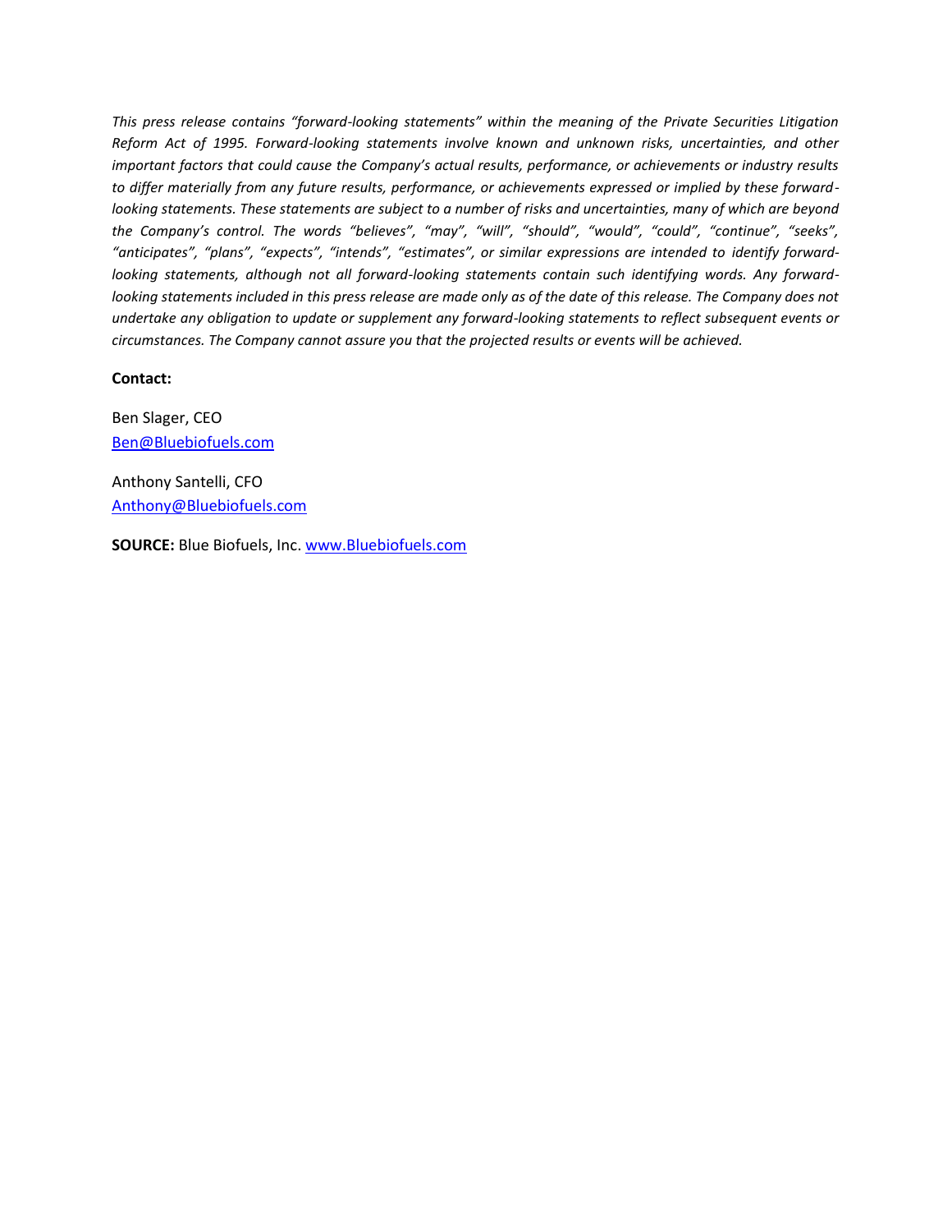*This press release contains "forward-looking statements" within the meaning of the Private Securities Litigation Reform Act of 1995. Forward-looking statements involve known and unknown risks, uncertainties, and other important factors that could cause the Company's actual results, performance, or achievements or industry results to differ materially from any future results, performance, or achievements expressed or implied by these forward-looking statements. These statements are subject to a number of risks and uncertainties, many of which are beyond the Company's control. The words "believes", "may", "will", "should", "would", "could", "continue", "seeks", "anticipates", "plans", "expects", "intends", "estimates", or similar expressions are intended to identify forward-looking statements, although not all forward-looking statements contain such identifying words. Any forward-looking statements included in this press release are made only as of the date of this release. The Company does not undertake any obligation to update or supplement any forward-looking statements to reflect subsequent events or circumstances. The Company cannot assure you that the projected results or events will be achieved.*

**Contact:**

Ben Slager, CEO
Ben@Bluebiofuels.com

Anthony Santelli, CFO
Anthony@Bluebiofuels.com

**SOURCE:** Blue Biofuels, Inc. www.Bluebiofuels.com